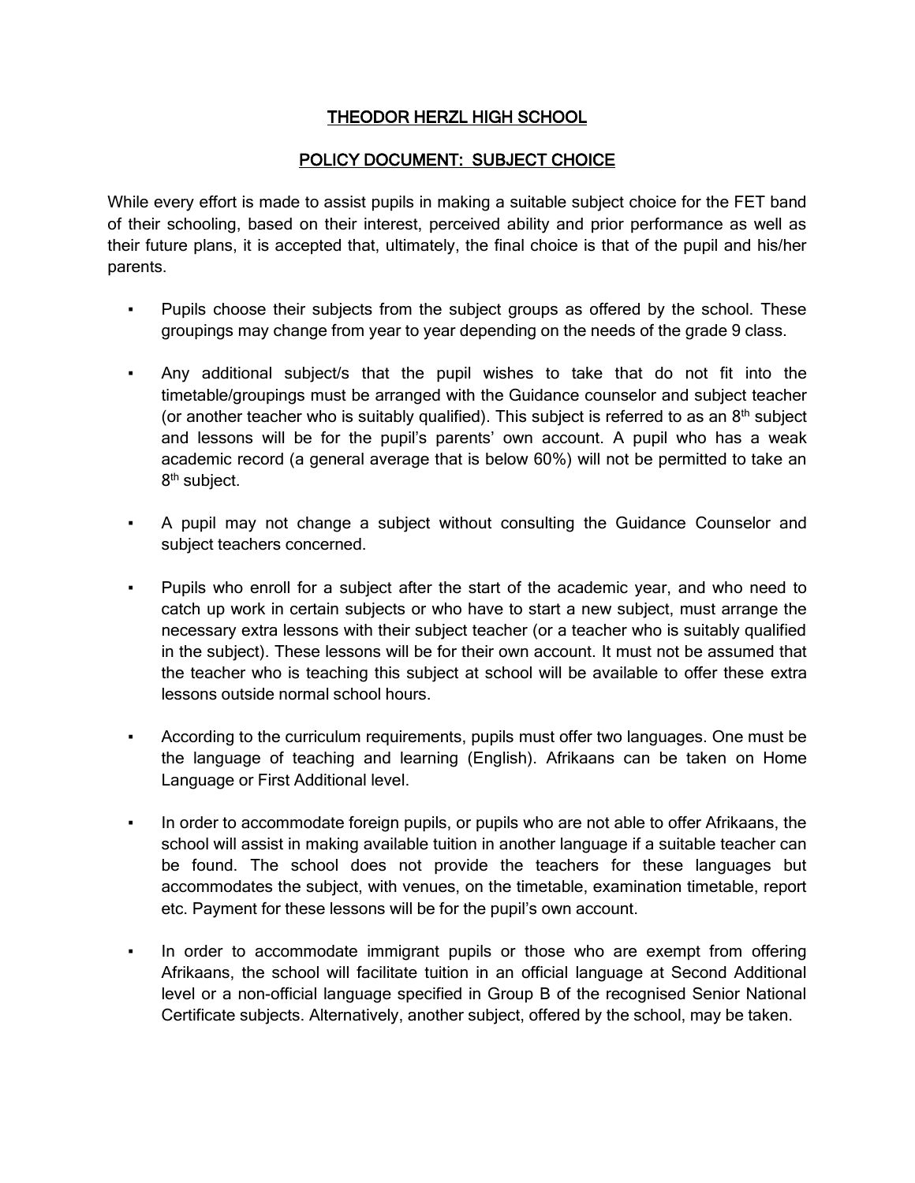# THEODOR HERZL HIGH SCHOOL

## POLICY DOCUMENT: SUBJECT CHOICE

While every effort is made to assist pupils in making a suitable subject choice for the FET band of their schooling, based on their interest, perceived ability and prior performance as well as their future plans, it is accepted that, ultimately, the final choice is that of the pupil and his/her parents.

- Pupils choose their subjects from the subject groups as offered by the school. These groupings may change from year to year depending on the needs of the grade 9 class.

- Any additional subject/s that the pupil wishes to take that do not fit into the timetable/groupings must be arranged with the Guidance counselor and subject teacher (or another teacher who is suitably qualified). This subject is referred to as an 8th subject and lessons will be for the pupil's parents' own account. A pupil who has a weak academic record (a general average that is below 60%) will not be permitted to take an 8th subject.

- A pupil may not change a subject without consulting the Guidance Counselor and subject teachers concerned.

- Pupils who enroll for a subject after the start of the academic year, and who need to catch up work in certain subjects or who have to start a new subject, must arrange the necessary extra lessons with their subject teacher (or a teacher who is suitably qualified in the subject). These lessons will be for their own account. It must not be assumed that the teacher who is teaching this subject at school will be available to offer these extra lessons outside normal school hours.

- According to the curriculum requirements, pupils must offer two languages. One must be the language of teaching and learning (English). Afrikaans can be taken on Home Language or First Additional level.

- In order to accommodate foreign pupils, or pupils who are not able to offer Afrikaans, the school will assist in making available tuition in another language if a suitable teacher can be found. The school does not provide the teachers for these languages but accommodates the subject, with venues, on the timetable, examination timetable, report etc. Payment for these lessons will be for the pupil's own account.

- In order to accommodate immigrant pupils or those who are exempt from offering Afrikaans, the school will facilitate tuition in an official language at Second Additional level or a non-official language specified in Group B of the recognised Senior National Certificate subjects. Alternatively, another subject, offered by the school, may be taken.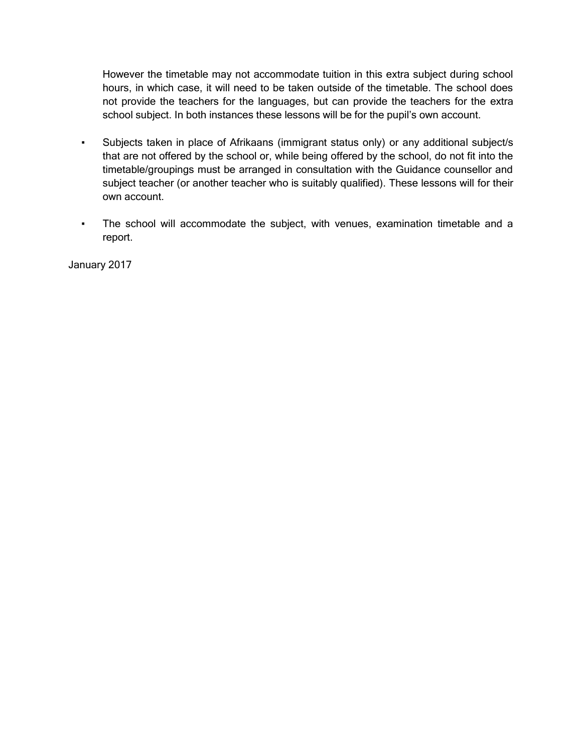However the timetable may not accommodate tuition in this extra subject during school hours, in which case, it will need to be taken outside of the timetable. The school does not provide the teachers for the languages, but can provide the teachers for the extra school subject. In both instances these lessons will be for the pupil's own account.

- Subjects taken in place of Afrikaans (immigrant status only) or any additional subject/s that are not offered by the school or, while being offered by the school, do not fit into the timetable/groupings must be arranged in consultation with the Guidance counsellor and subject teacher (or another teacher who is suitably qualified). These lessons will for their own account.

- The school will accommodate the subject, with venues, examination timetable and a report.

January 2017